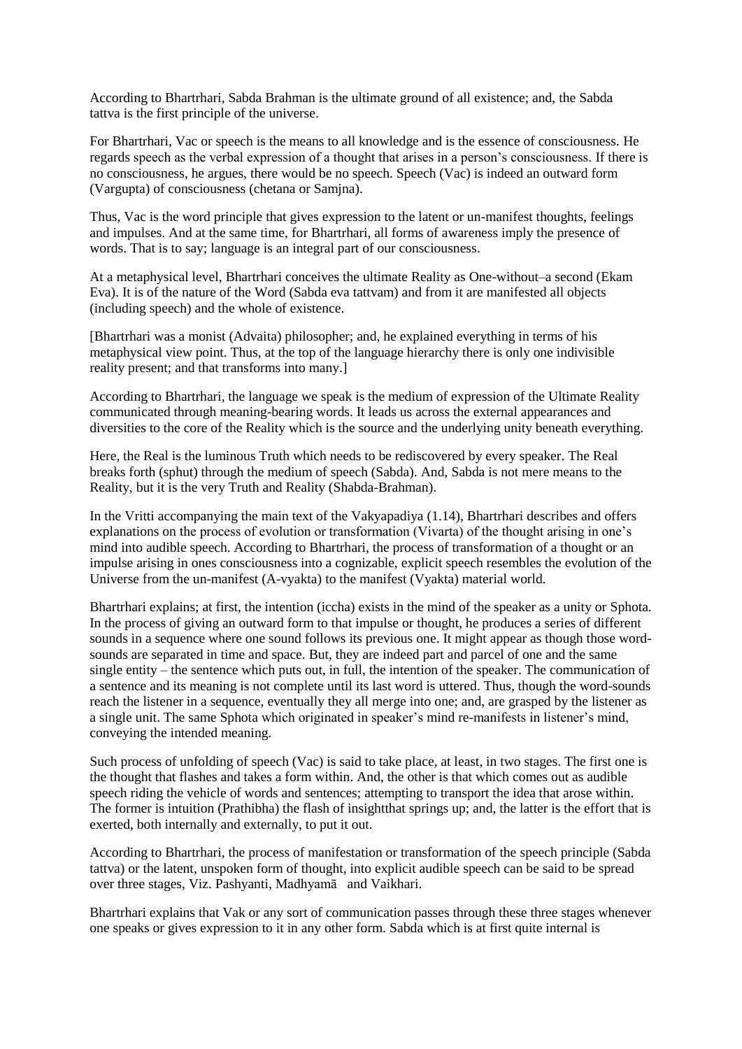According to Bhartrhari, Sabda Brahman is the ultimate ground of all existence; and, the Sabda tattva is the first principle of the universe.

For Bhartrhari, Vac or speech is the means to all knowledge and is the essence of consciousness. He regards speech as the verbal expression of a thought that arises in a person's consciousness. If there is no consciousness, he argues, there would be no speech. Speech (Vac) is indeed an outward form (Vargupta) of consciousness (chetana or Samjna).

Thus, Vac is the word principle that gives expression to the latent or un-manifest thoughts, feelings and impulses. And at the same time, for Bhartrhari, all forms of awareness imply the presence of words. That is to say; language is an integral part of our consciousness.

At a metaphysical level, Bhartrhari conceives the ultimate Reality as One-without–a second (Ekam Eva). It is of the nature of the Word (Sabda eva tattvam) and from it are manifested all objects (including speech) and the whole of existence.

[Bhartrhari was a monist (Advaita) philosopher; and, he explained everything in terms of his metaphysical view point. Thus, at the top of the language hierarchy there is only one indivisible reality present; and that transforms into many.]

According to Bhartrhari, the language we speak is the medium of expression of the Ultimate Reality communicated through meaning-bearing words. It leads us across the external appearances and diversities to the core of the Reality which is the source and the underlying unity beneath everything.

Here, the Real is the luminous Truth which needs to be rediscovered by every speaker. The Real breaks forth (sphut) through the medium of speech (Sabda). And, Sabda is not mere means to the Reality, but it is the very Truth and Reality (Shabda-Brahman).

In the Vritti accompanying the main text of the Vakyapadiya (1.14), Bhartrhari describes and offers explanations on the process of evolution or transformation (Vivarta) of the thought arising in one's mind into audible speech. According to Bhartrhari, the process of transformation of a thought or an impulse arising in ones consciousness into a cognizable, explicit speech resembles the evolution of the Universe from the un-manifest (A-vyakta) to the manifest (Vyakta) material world.

Bhartrhari explains; at first, the intention (iccha) exists in the mind of the speaker as a unity or Sphota. In the process of giving an outward form to that impulse or thought, he produces a series of different sounds in a sequence where one sound follows its previous one. It might appear as though those word-sounds are separated in time and space. But, they are indeed part and parcel of one and the same single entity – the sentence which puts out, in full, the intention of the speaker. The communication of a sentence and its meaning is not complete until its last word is uttered. Thus, though the word-sounds reach the listener in a sequence, eventually they all merge into one; and, are grasped by the listener as a single unit. The same Sphota which originated in speaker's mind re-manifests in listener's mind, conveying the intended meaning.

Such process of unfolding of speech (Vac) is said to take place, at least, in two stages. The first one is the thought that flashes and takes a form within. And, the other is that which comes out as audible speech riding the vehicle of words and sentences; attempting to transport the idea that arose within. The former is intuition (Prathibha) the flash of insightthat springs up; and, the latter is the effort that is exerted, both internally and externally, to put it out.

According to Bhartrhari, the process of manifestation or transformation of the speech principle (Sabda tattva) or the latent, unspoken form of thought, into explicit audible speech can be said to be spread over three stages, Viz. Pashyanti, Madhyamā and Vaikhari.

Bhartrhari explains that Vak or any sort of communication passes through these three stages whenever one speaks or gives expression to it in any other form. Sabda which is at first quite internal is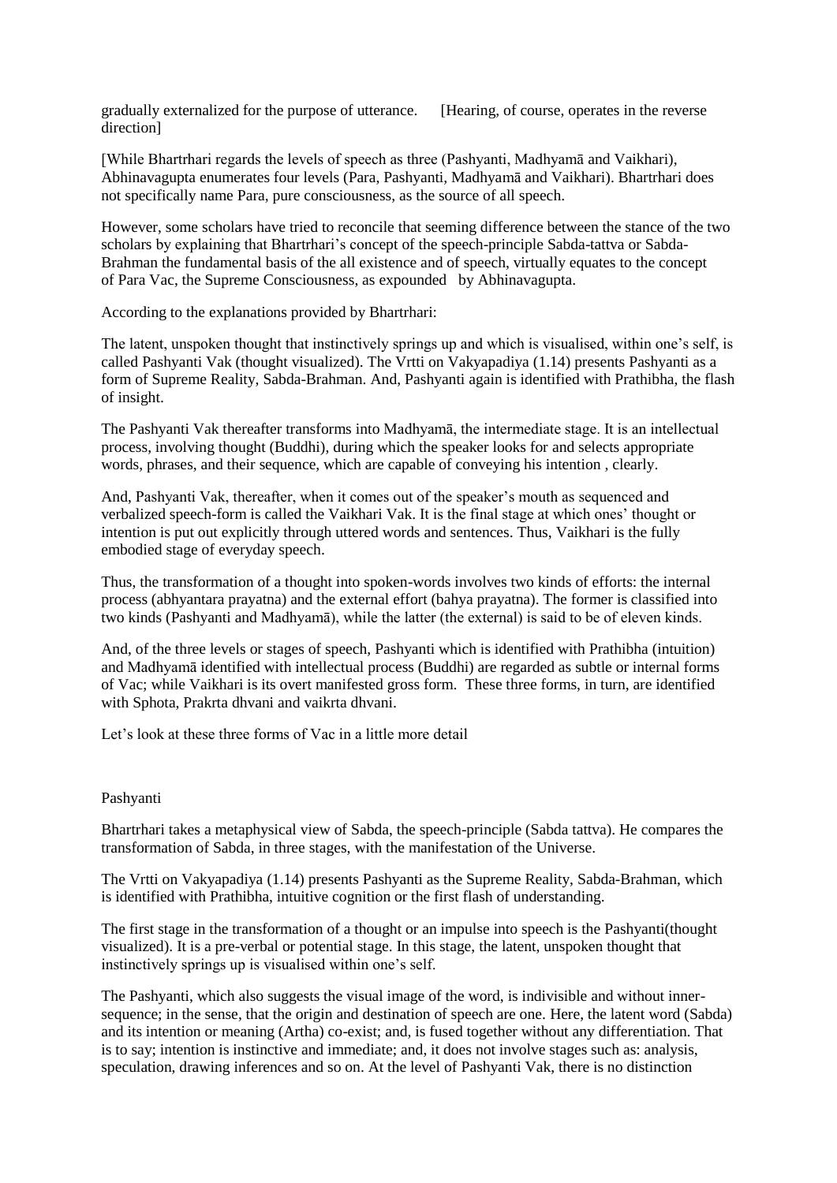gradually externalized for the purpose of utterance.     [Hearing, of course, operates in the reverse direction]

[While Bhartrhari regards the levels of speech as three (Pashyanti, Madhyamā and Vaikhari), Abhinavagupta enumerates four levels (Para, Pashyanti, Madhyamā and Vaikhari). Bhartrhari does not specifically name Para, pure consciousness, as the source of all speech.

However, some scholars have tried to reconcile that seeming difference between the stance of the two scholars by explaining that Bhartrhari's concept of the speech-principle Sabda-tattva or Sabda-Brahman the fundamental basis of the all existence and of speech, virtually equates to the concept of Para Vac, the Supreme Consciousness, as expounded  by Abhinavagupta.

According to the explanations provided by Bhartrhari:

The latent, unspoken thought that instinctively springs up and which is visualised, within one's self, is called Pashyanti Vak (thought visualized). The Vrtti on Vakyapadiya (1.14) presents Pashyanti as a form of Supreme Reality, Sabda-Brahman. And, Pashyanti again is identified with Prathibha, the flash of insight.

The Pashyanti Vak thereafter transforms into Madhyamā, the intermediate stage. It is an intellectual process, involving thought (Buddhi), during which the speaker looks for and selects appropriate words, phrases, and their sequence, which are capable of conveying his intention , clearly.

And, Pashyanti Vak, thereafter, when it comes out of the speaker's mouth as sequenced and verbalized speech-form is called the Vaikhari Vak. It is the final stage at which ones' thought or intention is put out explicitly through uttered words and sentences. Thus, Vaikhari is the fully embodied stage of everyday speech.

Thus, the transformation of a thought into spoken-words involves two kinds of efforts: the internal process (abhyantara prayatna) and the external effort (bahya prayatna). The former is classified into two kinds (Pashyanti and Madhyamā), while the latter (the external) is said to be of eleven kinds.

And, of the three levels or stages of speech, Pashyanti which is identified with Prathibha (intuition) and Madhyamā identified with intellectual process (Buddhi) are regarded as subtle or internal forms of Vac; while Vaikhari is its overt manifested gross form.  These three forms, in turn, are identified with Sphota, Prakrta dhvani and vaikrta dhvani.

Let's look at these three forms of Vac in a little more detail

## Pashyanti

Bhartrhari takes a metaphysical view of Sabda, the speech-principle (Sabda tattva). He compares the transformation of Sabda, in three stages, with the manifestation of the Universe.

The Vrtti on Vakyapadiya (1.14) presents Pashyanti as the Supreme Reality, Sabda-Brahman, which is identified with Prathibha, intuitive cognition or the first flash of understanding.

The first stage in the transformation of a thought or an impulse into speech is the Pashyanti(thought visualized). It is a pre-verbal or potential stage. In this stage, the latent, unspoken thought that instinctively springs up is visualised within one's self.

The Pashyanti, which also suggests the visual image of the word, is indivisible and without inner-sequence; in the sense, that the origin and destination of speech are one. Here, the latent word (Sabda) and its intention or meaning (Artha) co-exist; and, is fused together without any differentiation. That is to say; intention is instinctive and immediate; and, it does not involve stages such as: analysis, speculation, drawing inferences and so on. At the level of Pashyanti Vak, there is no distinction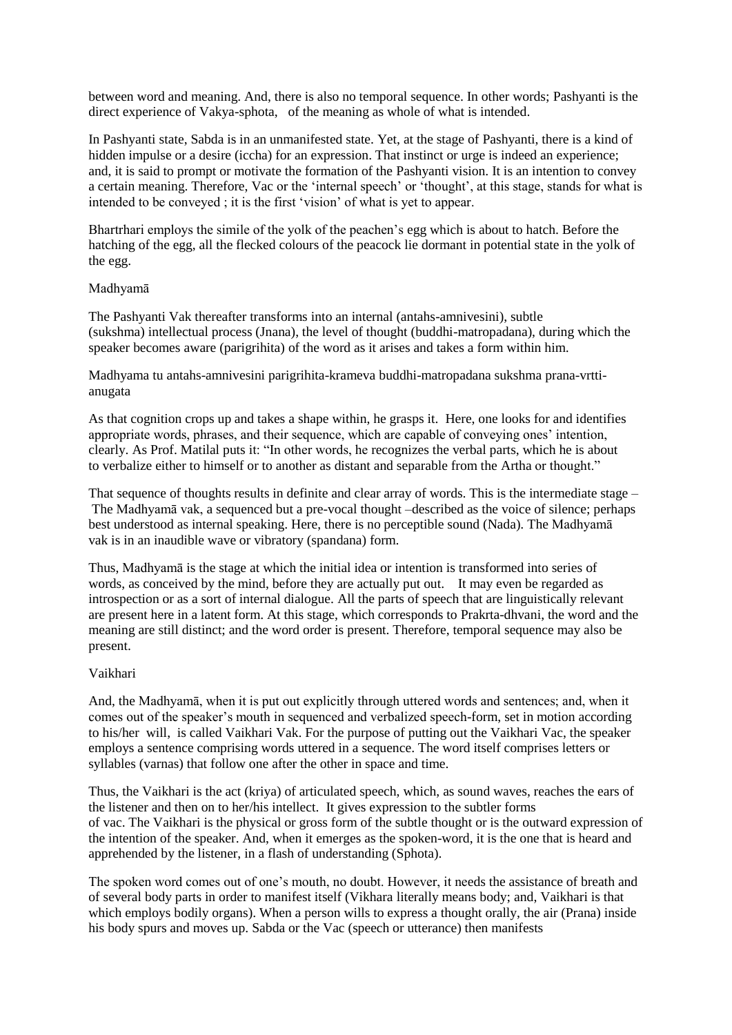between word and meaning. And, there is also no temporal sequence. In other words; Pashyanti is the direct experience of Vakya-sphota, of the meaning as whole of what is intended.

In Pashyanti state, Sabda is in an unmanifested state. Yet, at the stage of Pashyanti, there is a kind of hidden impulse or a desire (iccha) for an expression. That instinct or urge is indeed an experience; and, it is said to prompt or motivate the formation of the Pashyanti vision. It is an intention to convey a certain meaning. Therefore, Vac or the 'internal speech' or 'thought', at this stage, stands for what is intended to be conveyed ; it is the first 'vision' of what is yet to appear.

Bhartrhari employs the simile of the yolk of the peachen's egg which is about to hatch. Before the hatching of the egg, all the flecked colours of the peacock lie dormant in potential state in the yolk of the egg.

## Madhyamā

The Pashyanti Vak thereafter transforms into an internal (antahs-amnivesini), subtle (sukshma) intellectual process (Jnana), the level of thought (buddhi-matropadana), during which the speaker becomes aware (parigrihita) of the word as it arises and takes a form within him.

Madhyama tu antahs-amnivesini parigrihita-krameva buddhi-matropadana sukshma prana-vrtti-anugata

As that cognition crops up and takes a shape within, he grasps it. Here, one looks for and identifies appropriate words, phrases, and their sequence, which are capable of conveying ones' intention, clearly. As Prof. Matilal puts it: "In other words, he recognizes the verbal parts, which he is about to verbalize either to himself or to another as distant and separable from the Artha or thought."

That sequence of thoughts results in definite and clear array of words. This is the intermediate stage – The Madhyamā vak, a sequenced but a pre-vocal thought –described as the voice of silence; perhaps best understood as internal speaking. Here, there is no perceptible sound (Nada). The Madhyamā vak is in an inaudible wave or vibratory (spandana) form.

Thus, Madhyamā is the stage at which the initial idea or intention is transformed into series of words, as conceived by the mind, before they are actually put out. It may even be regarded as introspection or as a sort of internal dialogue. All the parts of speech that are linguistically relevant are present here in a latent form. At this stage, which corresponds to Prakrta-dhvani, the word and the meaning are still distinct; and the word order is present. Therefore, temporal sequence may also be present.

## Vaikhari

And, the Madhyamā, when it is put out explicitly through uttered words and sentences; and, when it comes out of the speaker's mouth in sequenced and verbalized speech-form, set in motion according to his/her will, is called Vaikhari Vak. For the purpose of putting out the Vaikhari Vac, the speaker employs a sentence comprising words uttered in a sequence. The word itself comprises letters or syllables (varnas) that follow one after the other in space and time.

Thus, the Vaikhari is the act (kriya) of articulated speech, which, as sound waves, reaches the ears of the listener and then on to her/his intellect. It gives expression to the subtler forms of vac. The Vaikhari is the physical or gross form of the subtle thought or is the outward expression of the intention of the speaker. And, when it emerges as the spoken-word, it is the one that is heard and apprehended by the listener, in a flash of understanding (Sphota).

The spoken word comes out of one's mouth, no doubt. However, it needs the assistance of breath and of several body parts in order to manifest itself (Vikhara literally means body; and, Vaikhari is that which employs bodily organs). When a person wills to express a thought orally, the air (Prana) inside his body spurs and moves up. Sabda or the Vac (speech or utterance) then manifests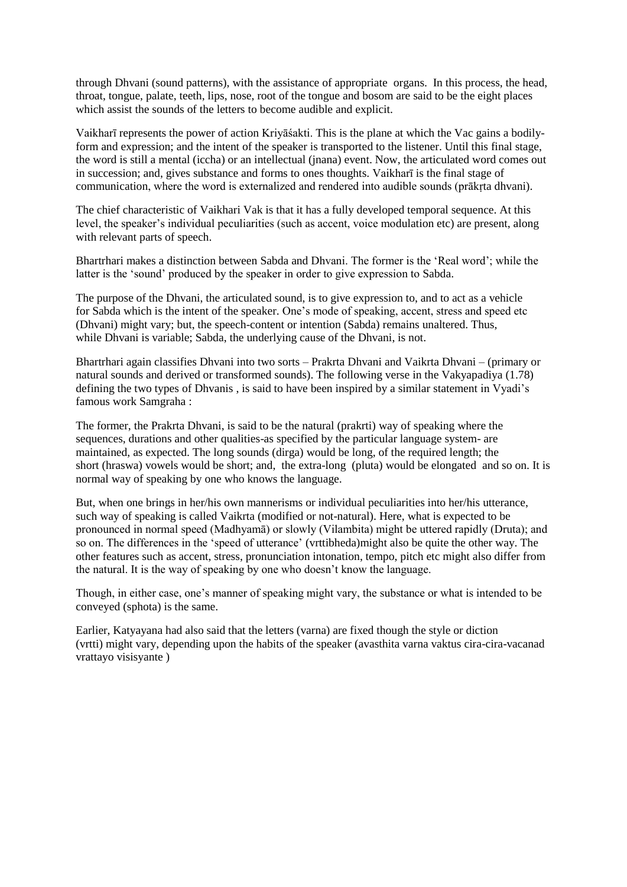through Dhvani (sound patterns), with the assistance of appropriate organs. In this process, the head, throat, tongue, palate, teeth, lips, nose, root of the tongue and bosom are said to be the eight places which assist the sounds of the letters to become audible and explicit.

Vaikharī represents the power of action Kriyāśakti. This is the plane at which the Vac gains a bodily-form and expression; and the intent of the speaker is transported to the listener. Until this final stage, the word is still a mental (iccha) or an intellectual (jnana) event. Now, the articulated word comes out in succession; and, gives substance and forms to ones thoughts. Vaikharī is the final stage of communication, where the word is externalized and rendered into audible sounds (prākṛta dhvani).

The chief characteristic of Vaikhari Vak is that it has a fully developed temporal sequence. At this level, the speaker's individual peculiarities (such as accent, voice modulation etc) are present, along with relevant parts of speech.

Bhartrhari makes a distinction between Sabda and Dhvani. The former is the 'Real word'; while the latter is the 'sound' produced by the speaker in order to give expression to Sabda.

The purpose of the Dhvani, the articulated sound, is to give expression to, and to act as a vehicle for Sabda which is the intent of the speaker. One's mode of speaking, accent, stress and speed etc (Dhvani) might vary; but, the speech-content or intention (Sabda) remains unaltered. Thus, while Dhvani is variable; Sabda, the underlying cause of the Dhvani, is not.

Bhartrhari again classifies Dhvani into two sorts – Prakrta Dhvani and Vaikrta Dhvani – (primary or natural sounds and derived or transformed sounds). The following verse in the Vakyapadiya (1.78) defining the two types of Dhvanis , is said to have been inspired by a similar statement in Vyadi's famous work Samgraha :

The former, the Prakrta Dhvani, is said to be the natural (prakrti) way of speaking where the sequences, durations and other qualities-as specified by the particular language system- are maintained, as expected. The long sounds (dirga) would be long, of the required length; the short (hraswa) vowels would be short; and, the extra-long (pluta) would be elongated and so on. It is normal way of speaking by one who knows the language.

But, when one brings in her/his own mannerisms or individual peculiarities into her/his utterance, such way of speaking is called Vaikrta (modified or not-natural). Here, what is expected to be pronounced in normal speed (Madhyamā) or slowly (Vilambita) might be uttered rapidly (Druta); and so on. The differences in the 'speed of utterance' (vrttibheda)might also be quite the other way. The other features such as accent, stress, pronunciation intonation, tempo, pitch etc might also differ from the natural. It is the way of speaking by one who doesn't know the language.

Though, in either case, one's manner of speaking might vary, the substance or what is intended to be conveyed (sphota) is the same.

Earlier, Katyayana had also said that the letters (varna) are fixed though the style or diction (vrtti) might vary, depending upon the habits of the speaker (avasthita varna vaktus cira-cira-vacanad vrattayo visisyante )